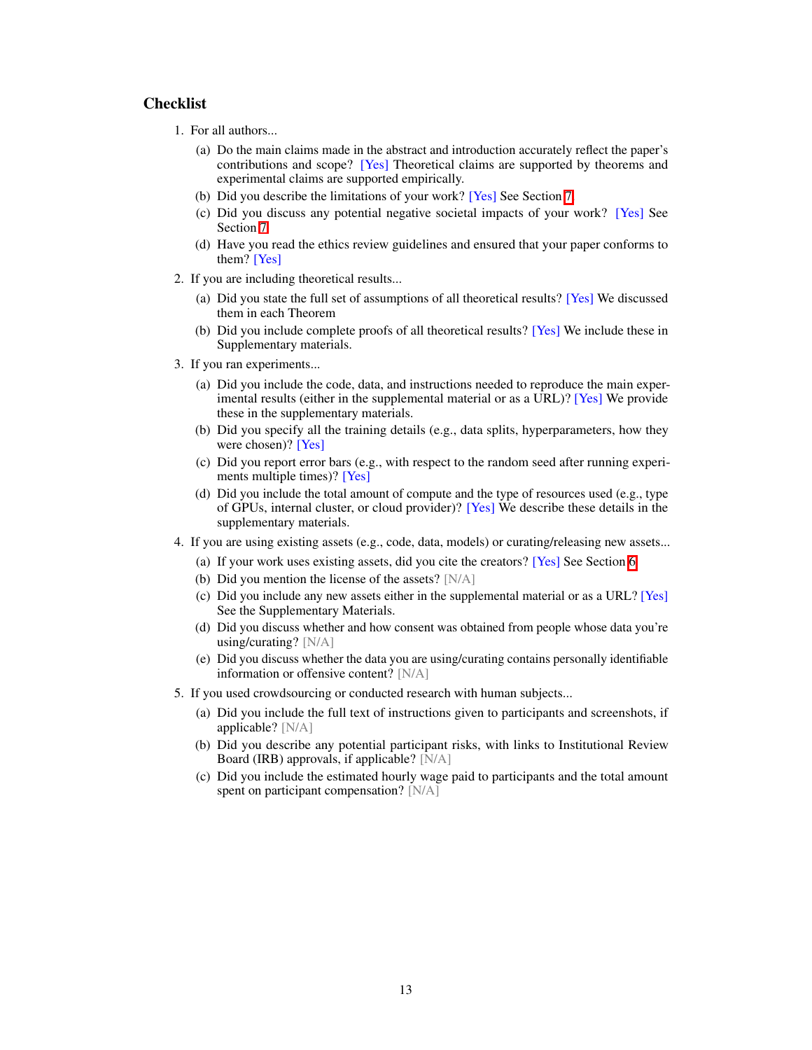## Checklist

1. For all authors...
   (a) Do the main claims made in the abstract and introduction accurately reflect the paper's contributions and scope? [Yes] Theoretical claims are supported by theorems and experimental claims are supported empirically.
   (b) Did you describe the limitations of your work? [Yes] See Section 7
   (c) Did you discuss any potential negative societal impacts of your work? [Yes] See Section 7
   (d) Have you read the ethics review guidelines and ensured that your paper conforms to them? [Yes]
2. If you are including theoretical results...
   (a) Did you state the full set of assumptions of all theoretical results? [Yes] We discussed them in each Theorem
   (b) Did you include complete proofs of all theoretical results? [Yes] We include these in Supplementary materials.
3. If you ran experiments...
   (a) Did you include the code, data, and instructions needed to reproduce the main experimental results (either in the supplemental material or as a URL)? [Yes] We provide these in the supplementary materials.
   (b) Did you specify all the training details (e.g., data splits, hyperparameters, how they were chosen)? [Yes]
   (c) Did you report error bars (e.g., with respect to the random seed after running experiments multiple times)? [Yes]
   (d) Did you include the total amount of compute and the type of resources used (e.g., type of GPUs, internal cluster, or cloud provider)? [Yes] We describe these details in the supplementary materials.
4. If you are using existing assets (e.g., code, data, models) or curating/releasing new assets...
   (a) If your work uses existing assets, did you cite the creators? [Yes] See Section 6
   (b) Did you mention the license of the assets? [N/A]
   (c) Did you include any new assets either in the supplemental material or as a URL? [Yes] See the Supplementary Materials.
   (d) Did you discuss whether and how consent was obtained from people whose data you're using/curating? [N/A]
   (e) Did you discuss whether the data you are using/curating contains personally identifiable information or offensive content? [N/A]
5. If you used crowdsourcing or conducted research with human subjects...
   (a) Did you include the full text of instructions given to participants and screenshots, if applicable? [N/A]
   (b) Did you describe any potential participant risks, with links to Institutional Review Board (IRB) approvals, if applicable? [N/A]
   (c) Did you include the estimated hourly wage paid to participants and the total amount spent on participant compensation? [N/A]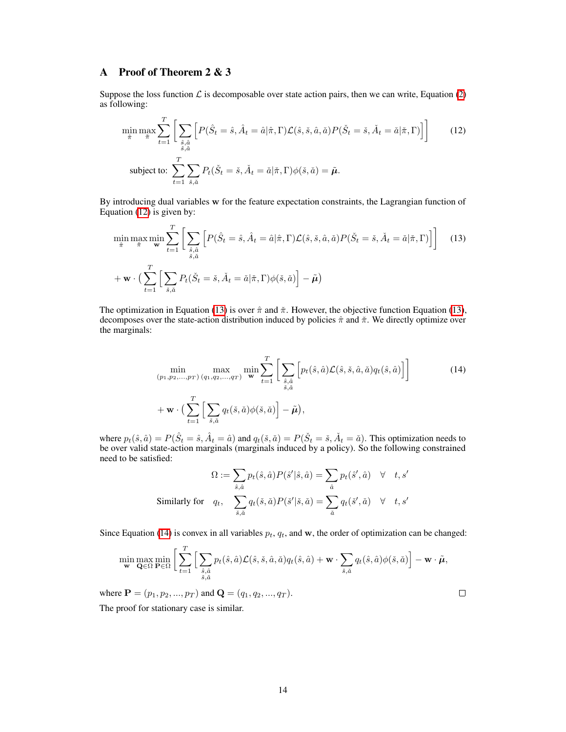## A Proof of Theorem 2 & 3

Suppose the loss function $\mathcal{L}$ is decomposable over state action pairs, then we can write, Equation (2) as following:

$$\min_{\hat{\pi}} \max_{\check{\pi}} \sum_{t=1}^{T} \Bigg[ \sum_{\substack{\hat{s},\hat{a} \\ \check{s},\check{a}}} \Big[ P(\hat{S}_t = \hat{s}, \hat{A}_t = \hat{a} | \hat{\pi}, \Gamma) \mathcal{L}(\hat{s}, \check{s}, \hat{a}, \check{a}) P(\check{S}_t = \check{s}, \check{A}_t = \check{a} | \check{\pi}, \Gamma) \Big] \Bigg] \tag{12}$$

$$\text{subject to: } \sum_{t=1}^{T} \sum_{\check{s},\check{a}} P_t(\check{S}_t = \check{s}, \check{A}_t = \check{a} | \check{\pi}, \Gamma) \phi(\check{s}, \check{a}) = \tilde{\boldsymbol{\mu}}.$$

By introducing dual variables $\mathbf{w}$ for the feature expectation constraints, the Lagrangian function of Equation (12) is given by:

$$\min_{\hat{\pi}} \max_{\check{\pi}} \min_{\mathbf{w}} \sum_{t=1}^{T} \Bigg[ \sum_{\substack{\hat{s},\hat{a} \\ \check{s},\check{a}}} \Big[ P(\hat{S}_t = \hat{s}, \hat{A}_t = \hat{a} | \hat{\pi}, \Gamma) \mathcal{L}(\hat{s}, \check{s}, \hat{a}, \check{a}) P(\check{S}_t = \check{s}, \check{A}_t = \check{a} | \check{\pi}, \Gamma) \Big] \Bigg] \tag{13}$$

$$+ \mathbf{w} \cdot \Big( \sum_{t=1}^{T} \Big[ \sum_{\check{s},\check{a}} P_t(\check{S}_t = \check{s}, \check{A}_t = \check{a} | \check{\pi}, \Gamma) \phi(\check{s}, \check{a}) \Big] - \tilde{\boldsymbol{\mu}} \Big)$$

The optimization in Equation (13) is over $\hat{\pi}$ and $\check{\pi}$. However, the objective function Equation (13), decomposes over the state-action distribution induced by policies $\hat{\pi}$ and $\check{\pi}$. We directly optimize over the marginals:

$$\min_{(p_1, p_2, \ldots, p_T)} \max_{(q_1, q_2, \ldots, q_T)} \min_{\mathbf{w}} \sum_{t=1}^{T} \Bigg[ \sum_{\substack{\hat{s},\hat{a} \\ \check{s},\check{a}}} \Big[ p_t(\hat{s}, \hat{a}) \mathcal{L}(\hat{s}, \check{s}, \hat{a}, \check{a}) q_t(\hat{s}, \hat{a}) \Big] \Bigg] \tag{14}$$

$$+ \mathbf{w} \cdot \Big( \sum_{t=1}^{T} \Big[ \sum_{\check{s},\check{a}} q_t(\check{s}, \check{a}) \phi(\check{s}, \check{a}) \Big] - \tilde{\boldsymbol{\mu}} \Big),$$

where $p_t(\hat{s}, \hat{a}) = P(\hat{S}_t = \hat{s}, \hat{A}_t = \hat{a})$ and $q_t(\check{s}, \check{a}) = P(\check{S}_t = \check{s}, \check{A}_t = \check{a})$. This optimization needs to be over valid state-action marginals (marginals induced by a policy). So the following constrained need to be satisfied:

$$\Omega := \sum_{\hat{s},\hat{a}} p_t(\hat{s}, \hat{a}) P(\hat{s}' | \hat{s}, \hat{a}) = \sum_{\hat{a}} p_t(\hat{s}', \hat{a}) \quad \forall \quad t, s'$$

$$\text{Similarly for} \quad q_t, \quad \sum_{\check{s},\check{a}} q_t(\check{s}, \check{a}) P(\check{s}' | \check{s}, \check{a}) = \sum_{\check{a}} q_t(\check{s}', \check{a}) \quad \forall \quad t, s'$$

Since Equation (14) is convex in all variables $p_t$, $q_t$, and $\mathbf{w}$, the order of optimization can be changed:

$$\min_{\mathbf{w}} \max_{\mathbf{Q} \in \Omega} \min_{\mathbf{P} \in \Omega} \Bigg[ \sum_{t=1}^{T} \Big[ \sum_{\substack{\hat{s},\hat{a} \\ \check{s},\check{a}}} p_t(\hat{s}, \hat{a}) \mathcal{L}(\hat{s}, \check{s}, \hat{a}, \check{a}) q_t(\hat{s}, \hat{a}) + \mathbf{w} \cdot \sum_{\check{s},\check{a}} q_t(\hat{s}, \hat{a}) \phi(\check{s}, \check{a}) \Big] - \mathbf{w} \cdot \tilde{\boldsymbol{\mu}},$$

where $\mathbf{P} = (p_1, p_2, ..., p_T)$ and $\mathbf{Q} = (q_1, q_2, ..., q_T)$. □

The proof for stationary case is similar.